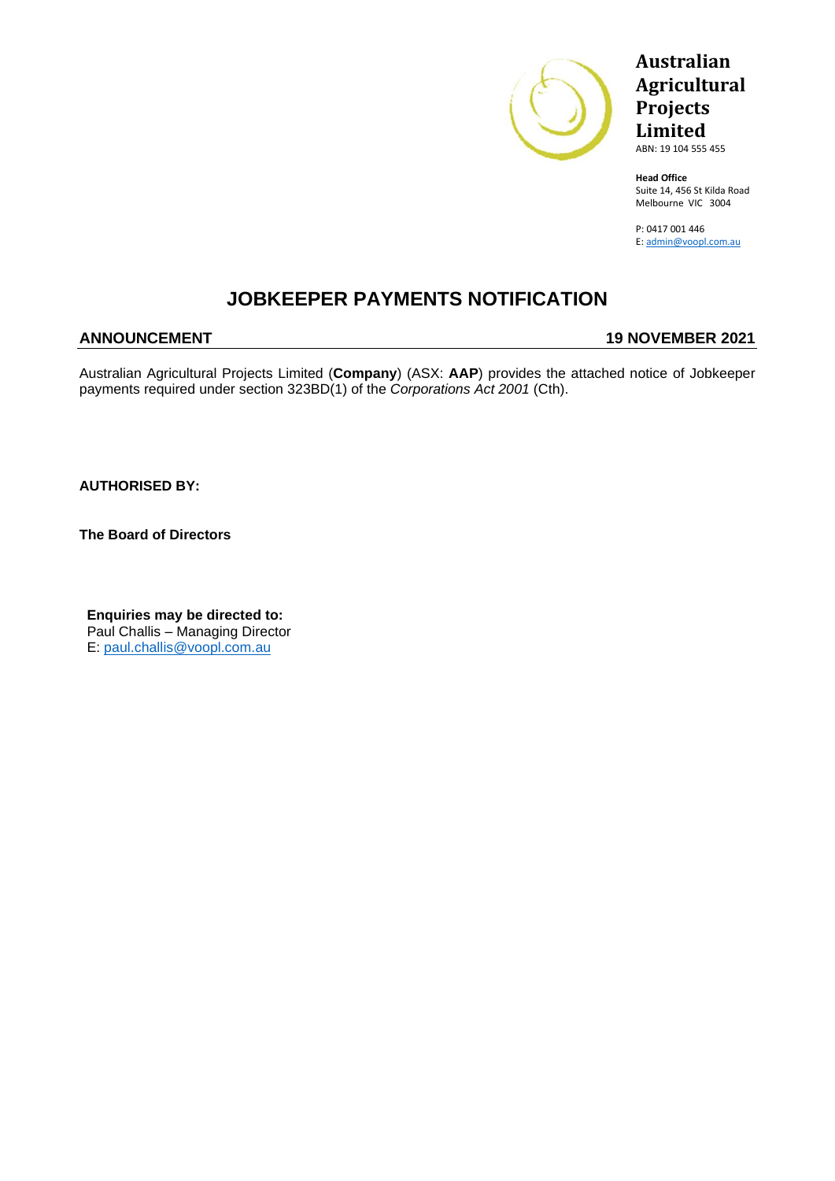**Australian Agricultural Projects Limited**
ABN: 19 104 555 455

**Head Office**
Suite 14, 456 St Kilda Road
Melbourne VIC 3004

P: 0417 001 446
E: admin@voopl.com.au

# JOBKEEPER PAYMENTS NOTIFICATION

**ANNOUNCEMENT** **19 NOVEMBER 2021**

Australian Agricultural Projects Limited (**Company**) (ASX: **AAP**) provides the attached notice of Jobkeeper payments required under section 323BD(1) of the *Corporations Act 2001* (Cth).

**AUTHORISED BY:**

**The Board of Directors**

**Enquiries may be directed to:**
Paul Challis – Managing Director
E: paul.challis@voopl.com.au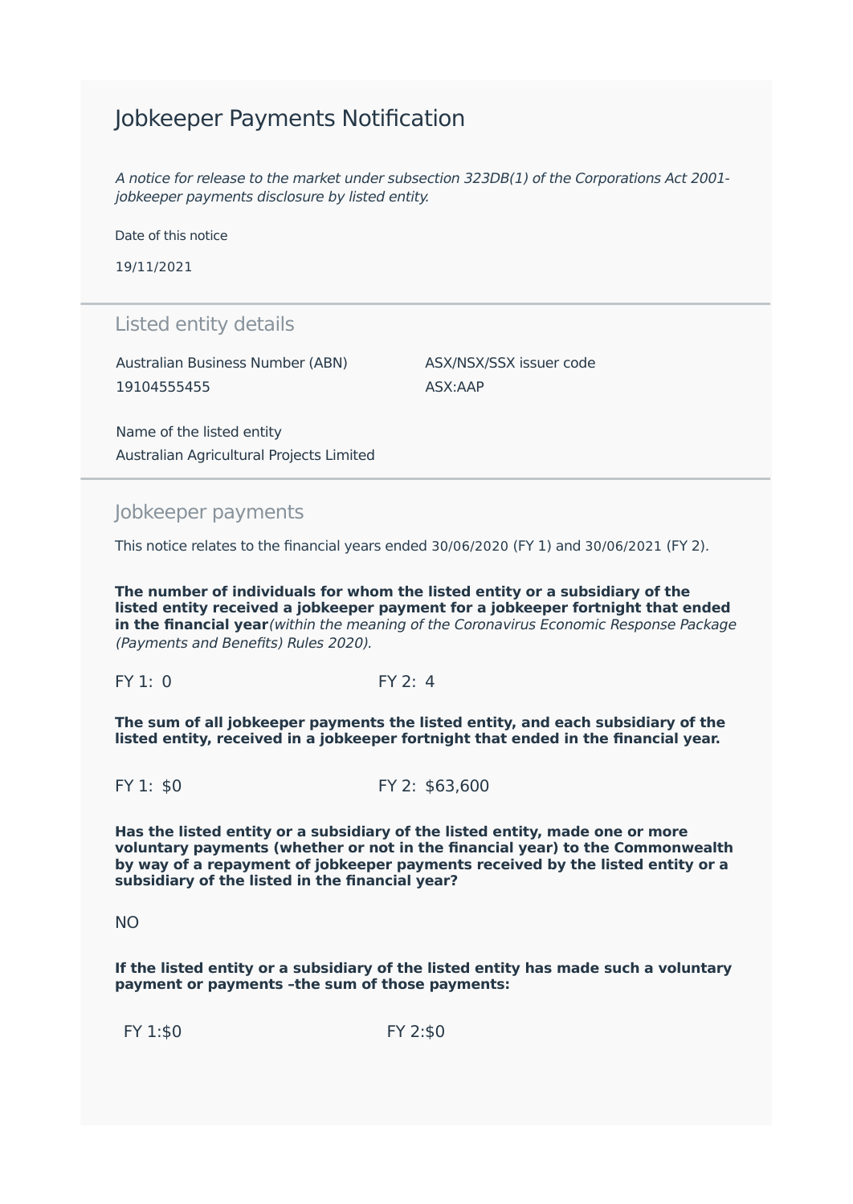# Jobkeeper Payments Notification

*A notice for release to the market under subsection 323DB(1) of the Corporations Act 2001-jobkeeper payments disclosure by listed entity.*

Date of this notice

19/11/2021

## Listed entity details

Australian Business Number (ABN)

19104555455

ASX/NSX/SSX issuer code

ASX:AAP

Name of the listed entity

Australian Agricultural Projects Limited

## Jobkeeper payments

This notice relates to the financial years ended 30/06/2020 (FY 1) and 30/06/2021 (FY 2).

**The number of individuals for whom the listed entity or a subsidiary of the listed entity received a jobkeeper payment for a jobkeeper fortnight that ended in the financial year***(within the meaning of the Coronavirus Economic Response Package (Payments and Benefits) Rules 2020).*

FY 1: 0

FY 2: 4

**The sum of all jobkeeper payments the listed entity, and each subsidiary of the listed entity, received in a jobkeeper fortnight that ended in the financial year.**

FY 1: $0

FY 2: $63,600

**Has the listed entity or a subsidiary of the listed entity, made one or more voluntary payments (whether or not in the financial year) to the Commonwealth by way of a repayment of jobkeeper payments received by the listed entity or a subsidiary of the listed in the financial year?**

NO

**If the listed entity or a subsidiary of the listed entity has made such a voluntary payment or payments –the sum of those payments:**

FY 1:$0

FY 2:$0